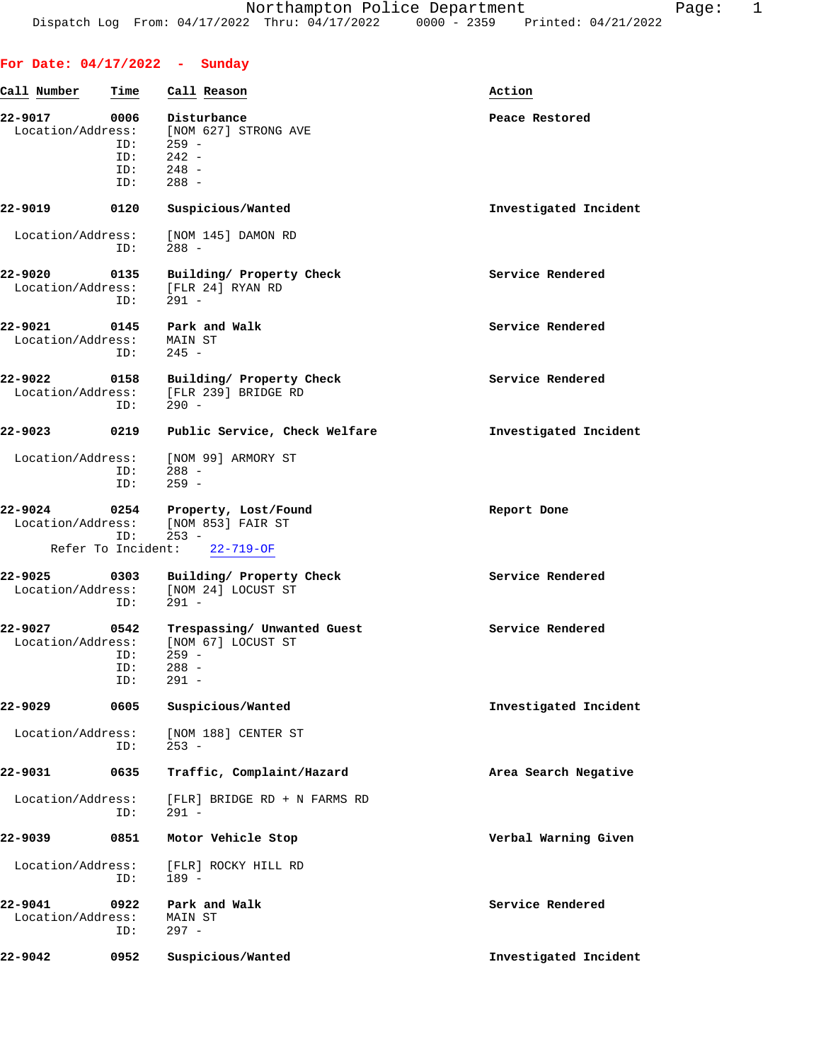## For Date: 04/17/2022 - Sunday

| Call Number | Time | Call Reason | Action |
|---|---|---|---|
| 22-9017 | 0006 | Disturbance | Peace Restored |
| Location/Address: | | [NOM 627] STRONG AVE | |
| ID: | | 259 - | |
| ID: | | 242 - | |
| ID: | | 248 - | |
| ID: | | 288 - | |
| 22-9019 | 0120 | Suspicious/Wanted | Investigated Incident |
| Location/Address: | | [NOM 145] DAMON RD | |
| ID: | | 288 - | |
| 22-9020 | 0135 | Building/ Property Check | Service Rendered |
| Location/Address: | | [FLR 24] RYAN RD | |
| ID: | | 291 - | |
| 22-9021 | 0145 | Park and Walk | Service Rendered |
| Location/Address: | | MAIN ST | |
| ID: | | 245 - | |
| 22-9022 | 0158 | Building/ Property Check | Service Rendered |
| Location/Address: | | [FLR 239] BRIDGE RD | |
| ID: | | 290 - | |
| 22-9023 | 0219 | Public Service, Check Welfare | Investigated Incident |
| Location/Address: | | [NOM 99] ARMORY ST | |
| ID: | | 288 - | |
| ID: | | 259 - | |
| 22-9024 | 0254 | Property, Lost/Found | Report Done |
| Location/Address: | | [NOM 853] FAIR ST | |
| ID: | | 253 - | |
| Refer To Incident: | | 22-719-OF | |
| 22-9025 | 0303 | Building/ Property Check | Service Rendered |
| Location/Address: | | [NOM 24] LOCUST ST | |
| ID: | | 291 - | |
| 22-9027 | 0542 | Trespassing/ Unwanted Guest | Service Rendered |
| Location/Address: | | [NOM 67] LOCUST ST | |
| ID: | | 259 - | |
| ID: | | 288 - | |
| ID: | | 291 - | |
| 22-9029 | 0605 | Suspicious/Wanted | Investigated Incident |
| Location/Address: | | [NOM 188] CENTER ST | |
| ID: | | 253 - | |
| 22-9031 | 0635 | Traffic, Complaint/Hazard | Area Search Negative |
| Location/Address: | | [FLR] BRIDGE RD + N FARMS RD | |
| ID: | | 291 - | |
| 22-9039 | 0851 | Motor Vehicle Stop | Verbal Warning Given |
| Location/Address: | | [FLR] ROCKY HILL RD | |
| ID: | | 189 - | |
| 22-9041 | 0922 | Park and Walk | Service Rendered |
| Location/Address: | | MAIN ST | |
| ID: | | 297 - | |
| 22-9042 | 0952 | Suspicious/Wanted | Investigated Incident |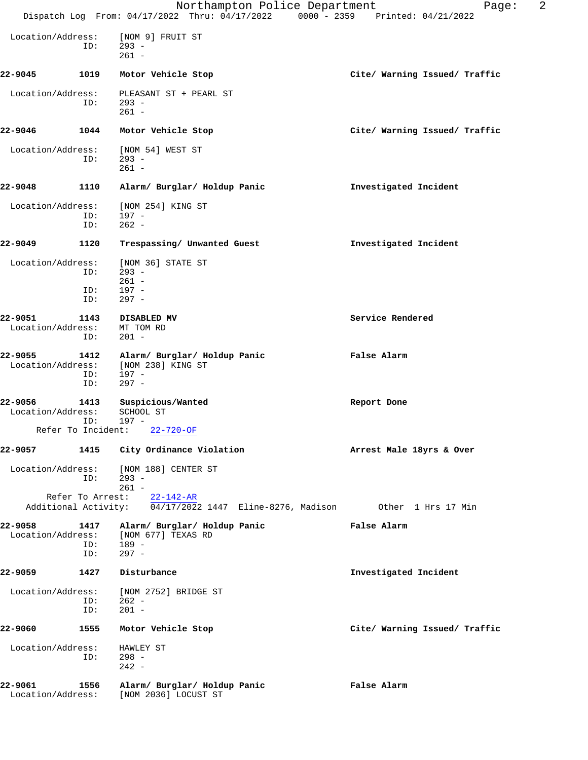Location/Address: [NOM 9] FRUIT ST
ID: 293 -
261 -

**22-9045 1019 Motor Vehicle Stop** — **Cite/ Warning Issued/ Traffic**

Location/Address: PLEASANT ST + PEARL ST
ID: 293 -
261 -

**22-9046 1044 Motor Vehicle Stop** — **Cite/ Warning Issued/ Traffic**

Location/Address: [NOM 54] WEST ST
ID: 293 -
261 -

**22-9048 1110 Alarm/ Burglar/ Holdup Panic** — **Investigated Incident**

Location/Address: [NOM 254] KING ST
ID: 197 -
ID: 262 -

**22-9049 1120 Trespassing/ Unwanted Guest** — **Investigated Incident**

Location/Address: [NOM 36] STATE ST
ID: 293 -
261 -
ID: 197 -
ID: 297 -

**22-9051 1143 DISABLED MV** — **Service Rendered**
Location/Address: MT TOM RD
ID: 201 -

**22-9055 1412 Alarm/ Burglar/ Holdup Panic** — **False Alarm**
Location/Address: [NOM 238] KING ST
ID: 197 -
ID: 297 -

**22-9056 1413 Suspicious/Wanted** — **Report Done**
Location/Address: SCHOOL ST
ID: 197 -
Refer To Incident: 22-720-OF

**22-9057 1415 City Ordinance Violation** — **Arrest Male 18yrs & Over**

Location/Address: [NOM 188] CENTER ST
ID: 293 -
261 -
Refer To Arrest: 22-142-AR
Additional Activity: 04/17/2022 1447 Eline-8276, Madison Other 1 Hrs 17 Min

**22-9058 1417 Alarm/ Burglar/ Holdup Panic** — **False Alarm**
Location/Address: [NOM 677] TEXAS RD
ID: 189 -
ID: 297 -

**22-9059 1427 Disturbance** — **Investigated Incident**

Location/Address: [NOM 2752] BRIDGE ST
ID: 262 -
ID: 201 -

**22-9060 1555 Motor Vehicle Stop** — **Cite/ Warning Issued/ Traffic**

Location/Address: HAWLEY ST
ID: 298 -
242 -

**22-9061 1556 Alarm/ Burglar/ Holdup Panic** — **False Alarm**
Location/Address: [NOM 2036] LOCUST ST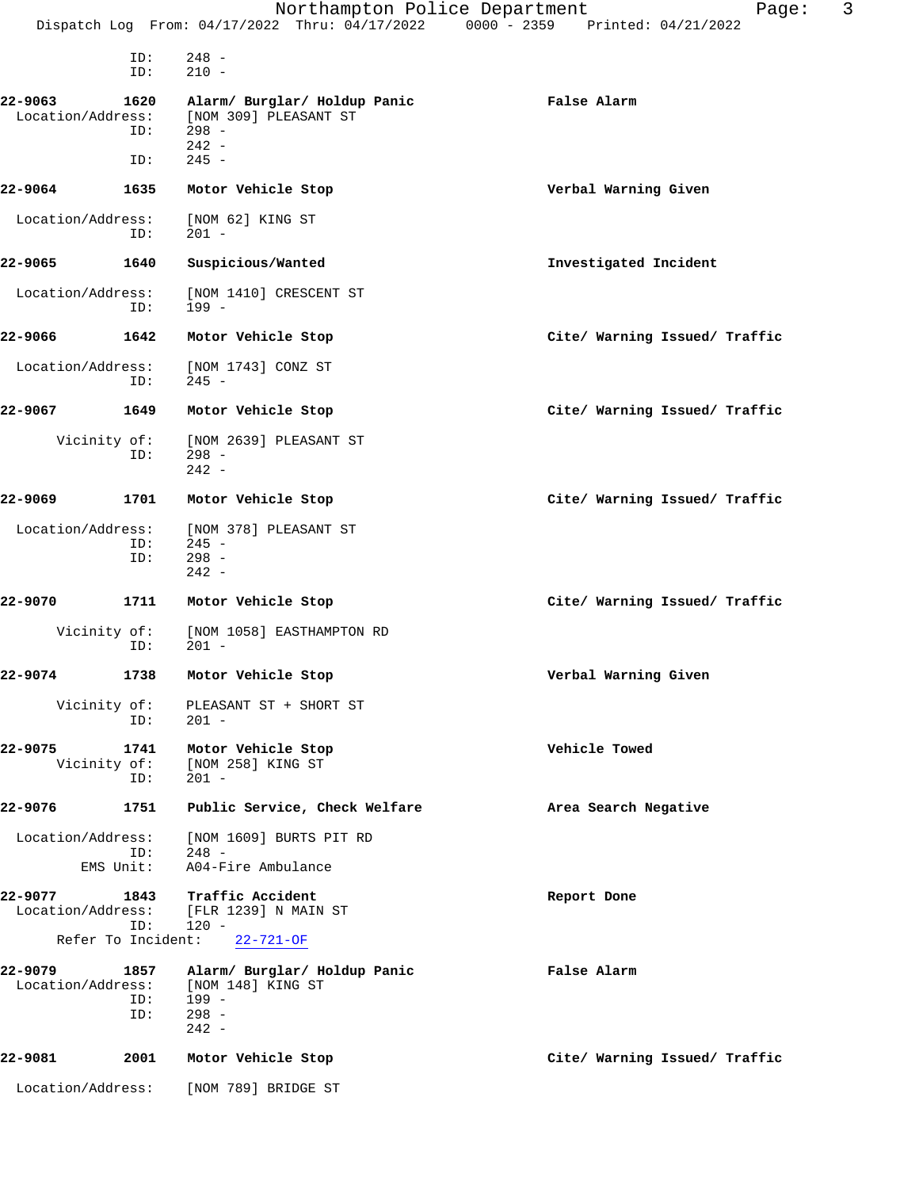ID: 248 -
ID: 210 -

**22-9063 1620 Alarm/ Burglar/ Holdup Panic** — **False Alarm**
Location/Address: [NOM 309] PLEASANT ST
ID: 298 -
242 -
ID: 245 -

**22-9064 1635 Motor Vehicle Stop** — **Verbal Warning Given**
Location/Address: [NOM 62] KING ST
ID: 201 -

**22-9065 1640 Suspicious/Wanted** — **Investigated Incident**
Location/Address: [NOM 1410] CRESCENT ST
ID: 199 -

**22-9066 1642 Motor Vehicle Stop** — **Cite/ Warning Issued/ Traffic**
Location/Address: [NOM 1743] CONZ ST
ID: 245 -

**22-9067 1649 Motor Vehicle Stop** — **Cite/ Warning Issued/ Traffic**
Vicinity of: [NOM 2639] PLEASANT ST
ID: 298 -
242 -

**22-9069 1701 Motor Vehicle Stop** — **Cite/ Warning Issued/ Traffic**
Location/Address: [NOM 378] PLEASANT ST
ID: 245 -
ID: 298 -
242 -

**22-9070 1711 Motor Vehicle Stop** — **Cite/ Warning Issued/ Traffic**
Vicinity of: [NOM 1058] EASTHAMPTON RD
ID: 201 -

**22-9074 1738 Motor Vehicle Stop** — **Verbal Warning Given**
Vicinity of: PLEASANT ST + SHORT ST
ID: 201 -

**22-9075 1741 Motor Vehicle Stop** — **Vehicle Towed**
Vicinity of: [NOM 258] KING ST
ID: 201 -

**22-9076 1751 Public Service, Check Welfare** — **Area Search Negative**
Location/Address: [NOM 1609] BURTS PIT RD
ID: 248 -
EMS Unit: A04-Fire Ambulance

**22-9077 1843 Traffic Accident** — **Report Done**
Location/Address: [FLR 1239] N MAIN ST
ID: 120 -
Refer To Incident: 22-721-OF

**22-9079 1857 Alarm/ Burglar/ Holdup Panic** — **False Alarm**
Location/Address: [NOM 148] KING ST
ID: 199 -
ID: 298 -
242 -

**22-9081 2001 Motor Vehicle Stop** — **Cite/ Warning Issued/ Traffic**
Location/Address: [NOM 789] BRIDGE ST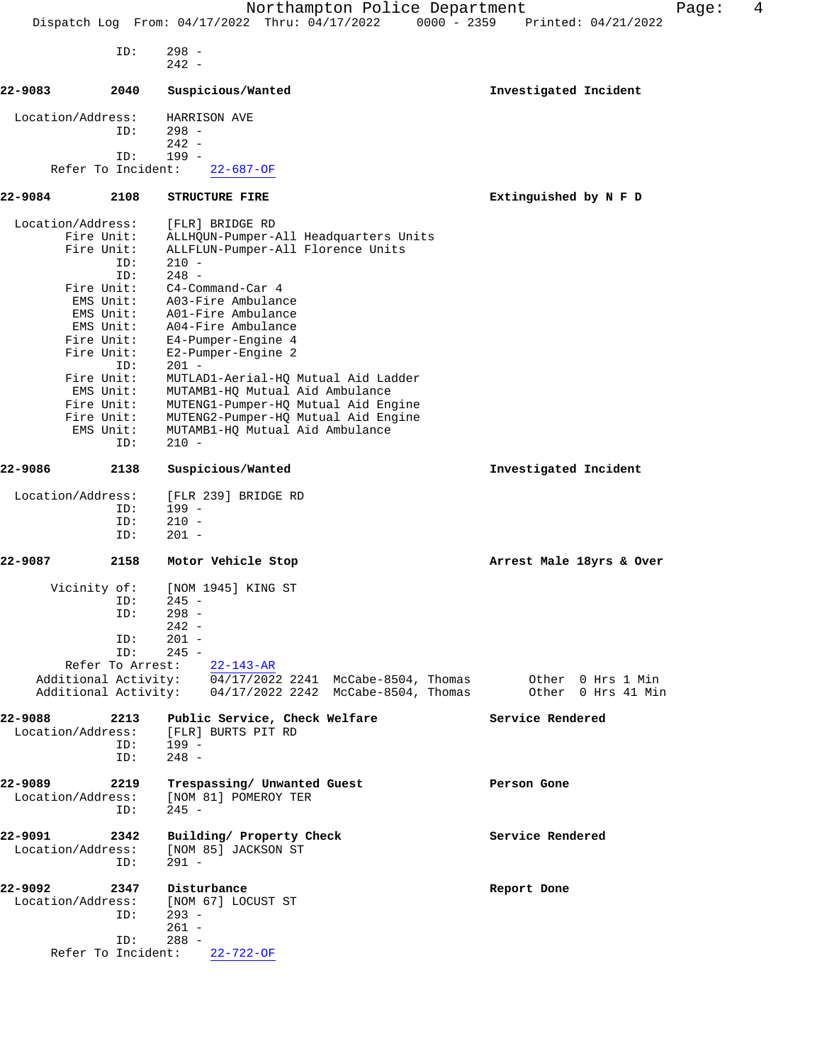ID: 298 -
242 -

**22-9083 2040 Suspicious/Wanted** Investigated Incident

Location/Address: HARRISON AVE
ID: 298 -
242 -
ID: 199 -
Refer To Incident: 22-687-OF

**22-9084 2108 STRUCTURE FIRE** Extinguished by N F D

Location/Address: [FLR] BRIDGE RD
Fire Unit: ALLHQUN-Pumper-All Headquarters Units
Fire Unit: ALLFLUN-Pumper-All Florence Units
ID: 210 -
ID: 248 -
Fire Unit: C4-Command-Car 4
EMS Unit: A03-Fire Ambulance
EMS Unit: A01-Fire Ambulance
EMS Unit: A04-Fire Ambulance
Fire Unit: E4-Pumper-Engine 4
Fire Unit: E2-Pumper-Engine 2
ID: 201 -
Fire Unit: MUTLAD1-Aerial-HQ Mutual Aid Ladder
EMS Unit: MUTAMB1-HQ Mutual Aid Ambulance
Fire Unit: MUTENG1-Pumper-HQ Mutual Aid Engine
Fire Unit: MUTENG2-Pumper-HQ Mutual Aid Engine
EMS Unit: MUTAMB1-HQ Mutual Aid Ambulance
ID: 210 -

**22-9086 2138 Suspicious/Wanted** Investigated Incident

Location/Address: [FLR 239] BRIDGE RD
ID: 199 -
ID: 210 -
ID: 201 -

**22-9087 2158 Motor Vehicle Stop** Arrest Male 18yrs & Over

Vicinity of: [NOM 1945] KING ST
ID: 245 -
ID: 298 -
242 -
ID: 201 -
ID: 245 -
Refer To Arrest: 22-143-AR
Additional Activity: 04/17/2022 2241 McCabe-8504, Thomas Other 0 Hrs 1 Min
Additional Activity: 04/17/2022 2242 McCabe-8504, Thomas Other 0 Hrs 41 Min

**22-9088 2213 Public Service, Check Welfare** Service Rendered
Location/Address: [FLR] BURTS PIT RD
ID: 199 -
ID: 248 -

**22-9089 2219 Trespassing/ Unwanted Guest** Person Gone
Location/Address: [NOM 81] POMEROY TER
ID: 245 -

**22-9091 2342 Building/ Property Check** Service Rendered
Location/Address: [NOM 85] JACKSON ST
ID: 291 -

**22-9092 2347 Disturbance** Report Done
Location/Address: [NOM 67] LOCUST ST
ID: 293 -
261 -
ID: 288 -
Refer To Incident: 22-722-OF